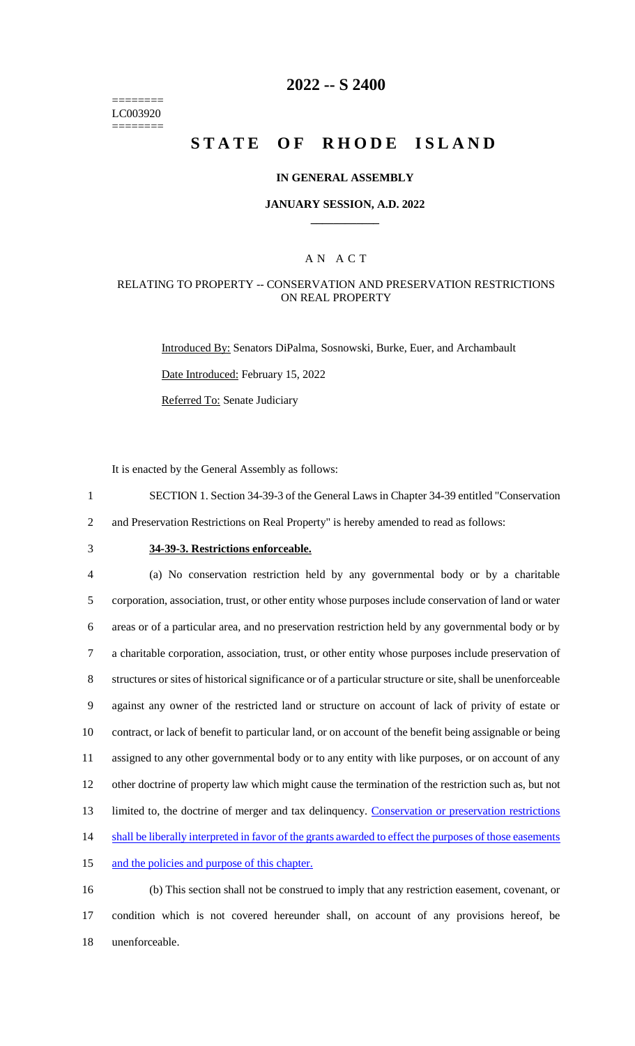========
LC003920
========

# 2022 -- S 2400

# STATE OF RHODE ISLAND

## IN GENERAL ASSEMBLY

### JANUARY SESSION, A.D. 2022

---

### A N A C T

RELATING TO PROPERTY -- CONSERVATION AND PRESERVATION RESTRICTIONS ON REAL PROPERTY

Introduced By: Senators DiPalma, Sosnowski, Burke, Euer, and Archambault

Date Introduced: February 15, 2022

Referred To: Senate Judiciary

It is enacted by the General Assembly as follows:

SECTION 1. Section 34-39-3 of the General Laws in Chapter 34-39 entitled "Conservation and Preservation Restrictions on Real Property" is hereby amended to read as follows:

**34-39-3. Restrictions enforceable.**

(a) No conservation restriction held by any governmental body or by a charitable corporation, association, trust, or other entity whose purposes include conservation of land or water areas or of a particular area, and no preservation restriction held by any governmental body or by a charitable corporation, association, trust, or other entity whose purposes include preservation of structures or sites of historical significance or of a particular structure or site, shall be unenforceable against any owner of the restricted land or structure on account of lack of privity of estate or contract, or lack of benefit to particular land, or on account of the benefit being assignable or being assigned to any other governmental body or to any entity with like purposes, or on account of any other doctrine of property law which might cause the termination of the restriction such as, but not limited to, the doctrine of merger and tax delinquency. Conservation or preservation restrictions shall be liberally interpreted in favor of the grants awarded to effect the purposes of those easements and the policies and purpose of this chapter.

(b) This section shall not be construed to imply that any restriction easement, covenant, or condition which is not covered hereunder shall, on account of any provisions hereof, be unenforceable.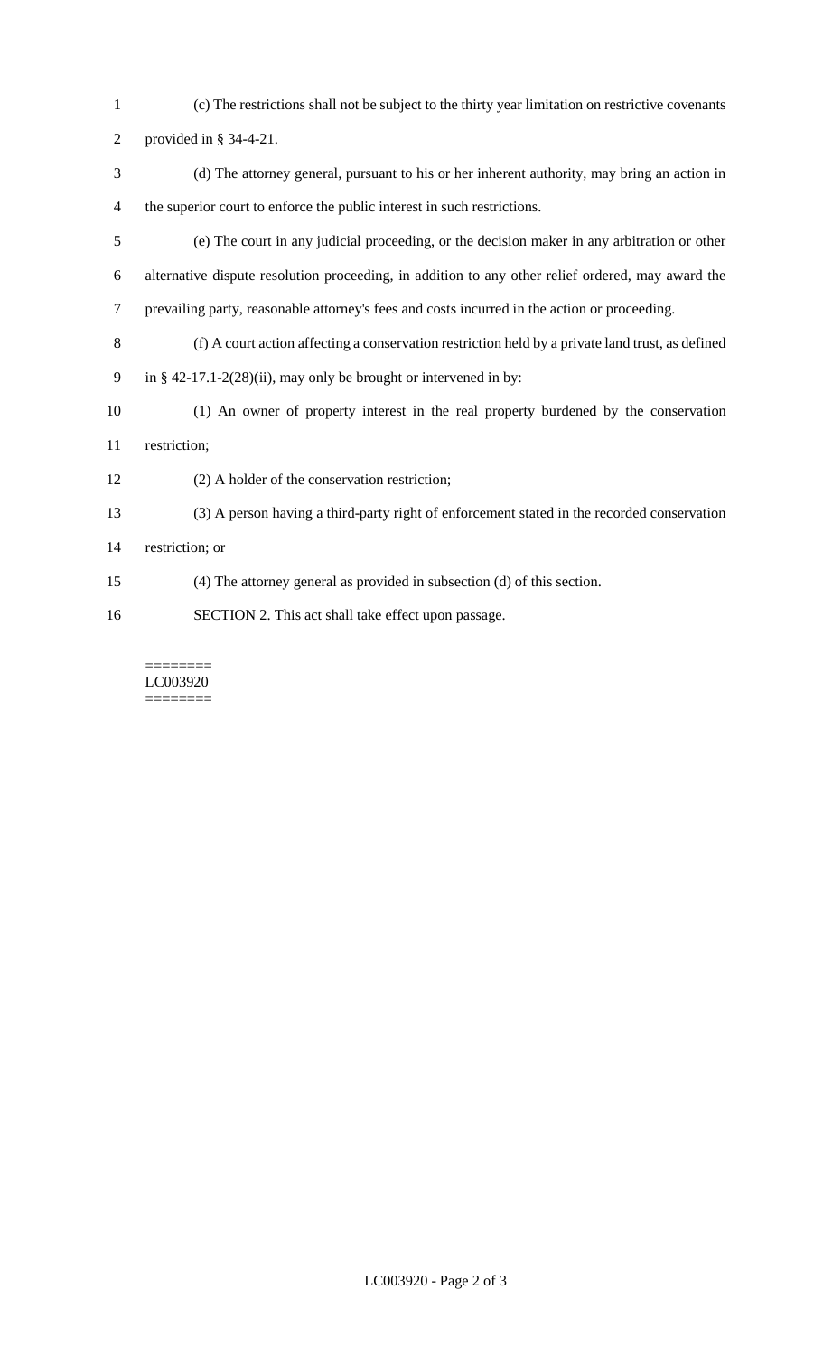(c) The restrictions shall not be subject to the thirty year limitation on restrictive covenants provided in § 34-4-21.

(d) The attorney general, pursuant to his or her inherent authority, may bring an action in the superior court to enforce the public interest in such restrictions.

(e) The court in any judicial proceeding, or the decision maker in any arbitration or other alternative dispute resolution proceeding, in addition to any other relief ordered, may award the prevailing party, reasonable attorney's fees and costs incurred in the action or proceeding.

(f) A court action affecting a conservation restriction held by a private land trust, as defined in § 42-17.1-2(28)(ii), may only be brought or intervened in by:

(1) An owner of property interest in the real property burdened by the conservation restriction;

(2) A holder of the conservation restriction;

(3) A person having a third-party right of enforcement stated in the recorded conservation restriction; or

(4) The attorney general as provided in subsection (d) of this section.

SECTION 2. This act shall take effect upon passage.

========
LC003920
========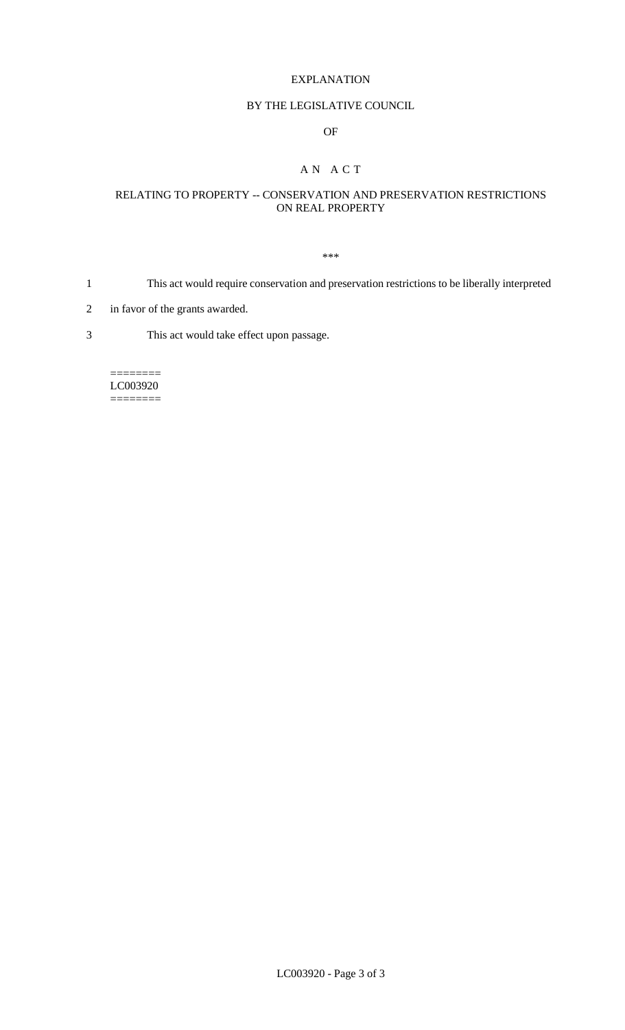EXPLANATION

BY THE LEGISLATIVE COUNCIL

OF

A N A C T

RELATING TO PROPERTY -- CONSERVATION AND PRESERVATION RESTRICTIONS ON REAL PROPERTY

\*\*\*

1 This act would require conservation and preservation restrictions to be liberally interpreted

2 in favor of the grants awarded.

3 This act would take effect upon passage.

========
LC003920
========